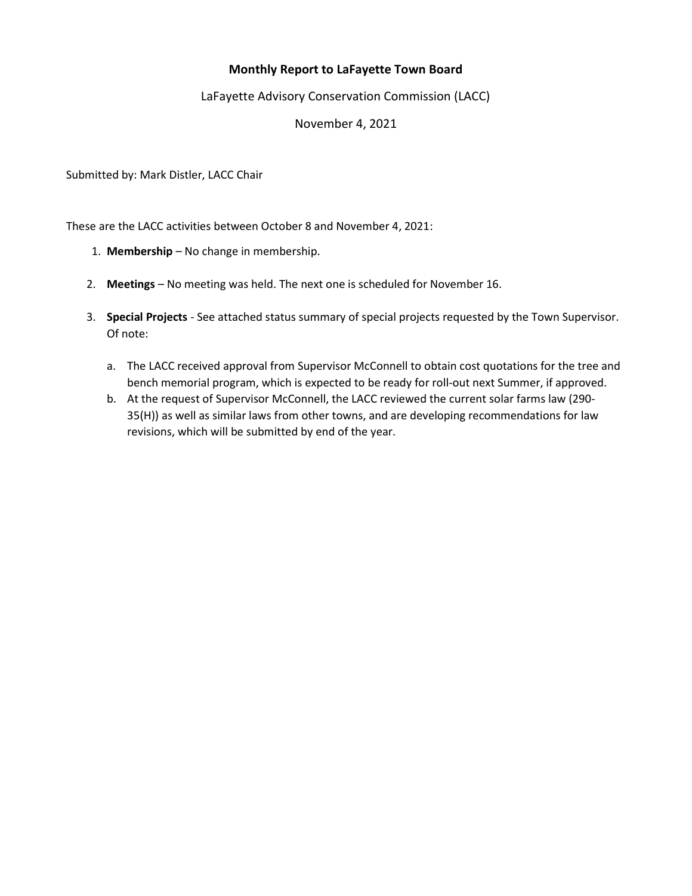# Monthly Report to LaFayette Town Board

LaFayette Advisory Conservation Commission (LACC)

November 4, 2021

Submitted by: Mark Distler, LACC Chair

These are the LACC activities between October 8 and November 4, 2021:

1. **Membership** – No change in membership.

2. **Meetings** – No meeting was held. The next one is scheduled for November 16.

3. **Special Projects** - See attached status summary of special projects requested by the Town Supervisor. Of note:

   a. The LACC received approval from Supervisor McConnell to obtain cost quotations for the tree and bench memorial program, which is expected to be ready for roll-out next Summer, if approved.
   
   b. At the request of Supervisor McConnell, the LACC reviewed the current solar farms law (290-35(H)) as well as similar laws from other towns, and are developing recommendations for law revisions, which will be submitted by end of the year.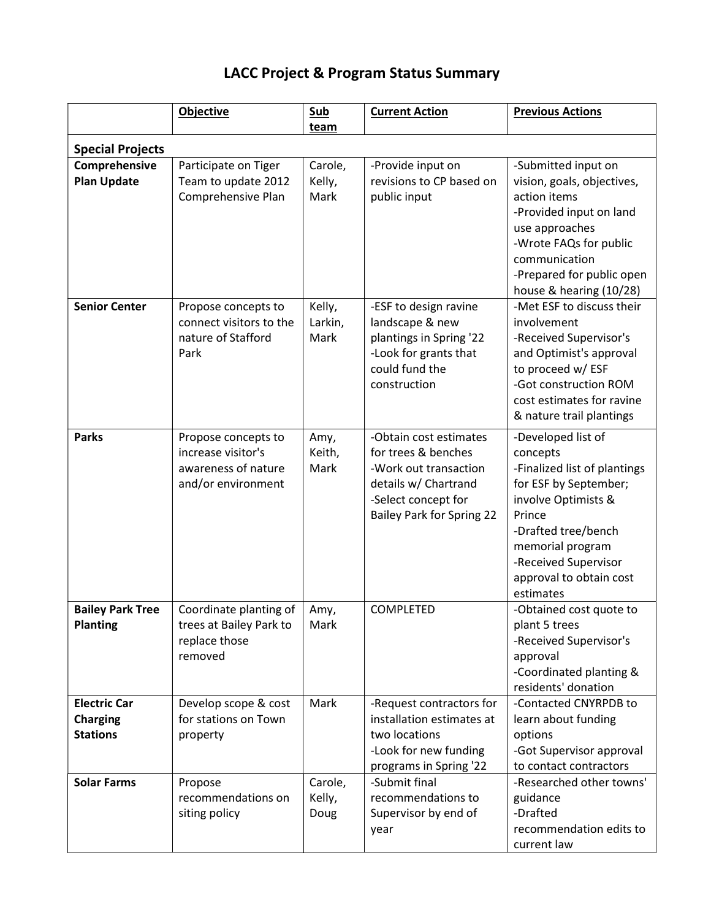# LACC Project & Program Status Summary

| | Objective | Sub team | Current Action | Previous Actions |
|---|---|---|---|---|
| **Special Projects** | | | | |
| **Comprehensive Plan Update** | Participate on Tiger Team to update 2012 Comprehensive Plan | Carole, Kelly, Mark | -Provide input on revisions to CP based on public input | -Submitted input on vision, goals, objectives, action items<br>-Provided input on land use approaches<br>-Wrote FAQs for public communication<br>-Prepared for public open house & hearing (10/28) |
| **Senior Center** | Propose concepts to connect visitors to the nature of Stafford Park | Kelly, Larkin, Mark | -ESF to design ravine landscape & new plantings in Spring '22<br>-Look for grants that could fund the construction | -Met ESF to discuss their involvement<br>-Received Supervisor's and Optimist's approval to proceed w/ ESF<br>-Got construction ROM cost estimates for ravine & nature trail plantings |
| **Parks** | Propose concepts to increase visitor's awareness of nature and/or environment | Amy, Keith, Mark | -Obtain cost estimates for trees & benches<br>-Work out transaction details w/ Chartrand<br>-Select concept for Bailey Park for Spring 22 | -Developed list of concepts<br>-Finalized list of plantings for ESF by September; involve Optimists & Prince<br>-Drafted tree/bench memorial program<br>-Received Supervisor approval to obtain cost estimates |
| **Bailey Park Tree Planting** | Coordinate planting of trees at Bailey Park to replace those removed | Amy, Mark | COMPLETED | -Obtained cost quote to plant 5 trees<br>-Received Supervisor's approval<br>-Coordinated planting & residents' donation |
| **Electric Car Charging Stations** | Develop scope & cost for stations on Town property | Mark | -Request contractors for installation estimates at two locations<br>-Look for new funding programs in Spring '22 | -Contacted CNYRPDB to learn about funding options<br>-Got Supervisor approval to contact contractors |
| **Solar Farms** | Propose recommendations on siting policy | Carole, Kelly, Doug | -Submit final recommendations to Supervisor by end of year | -Researched other towns' guidance<br>-Drafted recommendation edits to current law |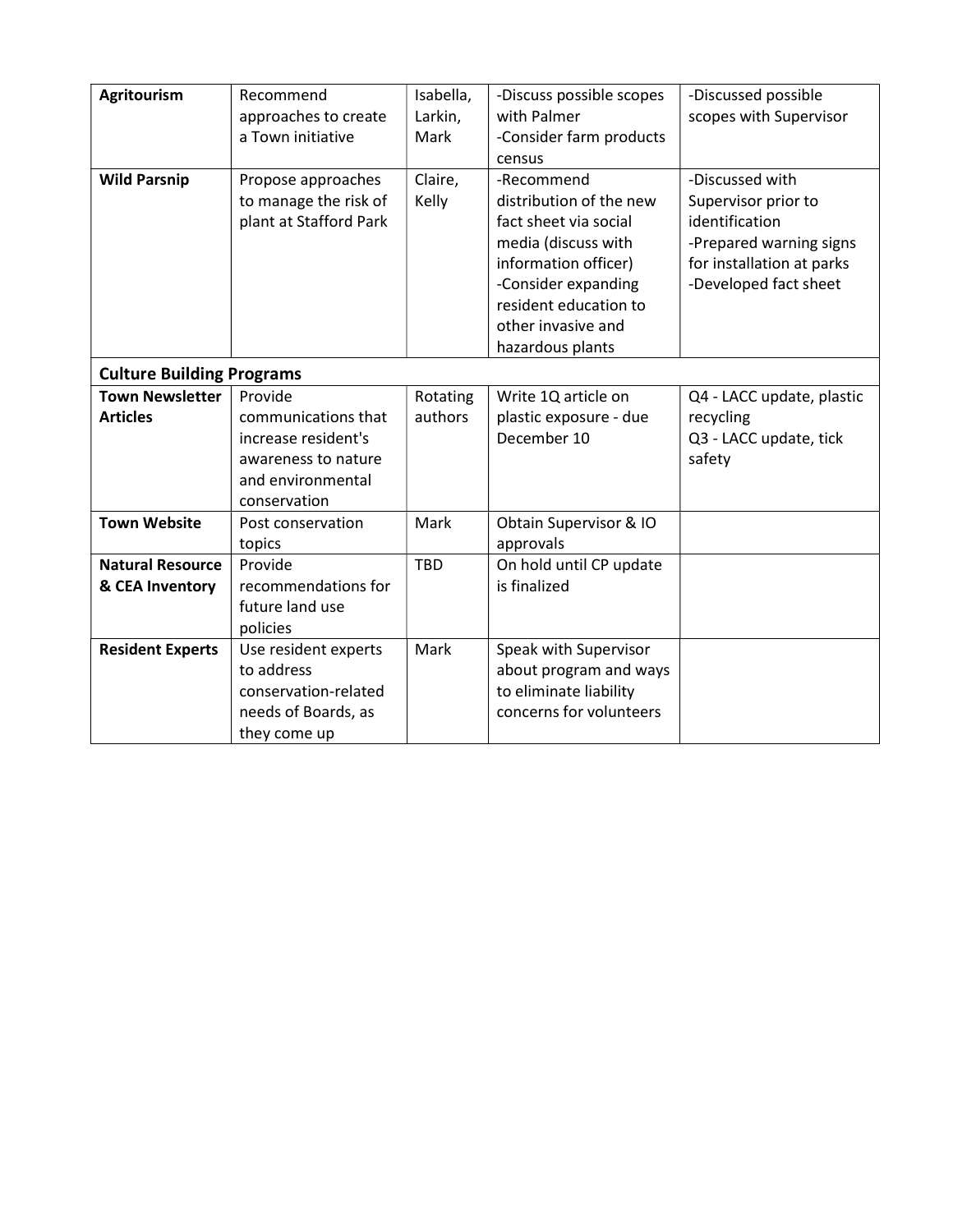| | | | | |
|---|---|---|---|---|
| **Agritourism** | Recommend approaches to create a Town initiative | Isabella, Larkin, Mark | -Discuss possible scopes with Palmer<br>-Consider farm products census | -Discussed possible scopes with Supervisor |
| **Wild Parsnip** | Propose approaches to manage the risk of plant at Stafford Park | Claire, Kelly | -Recommend distribution of the new fact sheet via social media (discuss with information officer)<br>-Consider expanding resident education to other invasive and hazardous plants | -Discussed with Supervisor prior to identification<br>-Prepared warning signs for installation at parks<br>-Developed fact sheet |
| **Culture Building Programs** | | | | |
| **Town Newsletter Articles** | Provide communications that increase resident's awareness to nature and environmental conservation | Rotating authors | Write 1Q article on plastic exposure - due December 10 | Q4 - LACC update, plastic recycling<br>Q3 - LACC update, tick safety |
| **Town Website** | Post conservation topics | Mark | Obtain Supervisor & IO approvals | |
| **Natural Resource & CEA Inventory** | Provide recommendations for future land use policies | TBD | On hold until CP update is finalized | |
| **Resident Experts** | Use resident experts to address conservation-related needs of Boards, as they come up | Mark | Speak with Supervisor about program and ways to eliminate liability concerns for volunteers | |